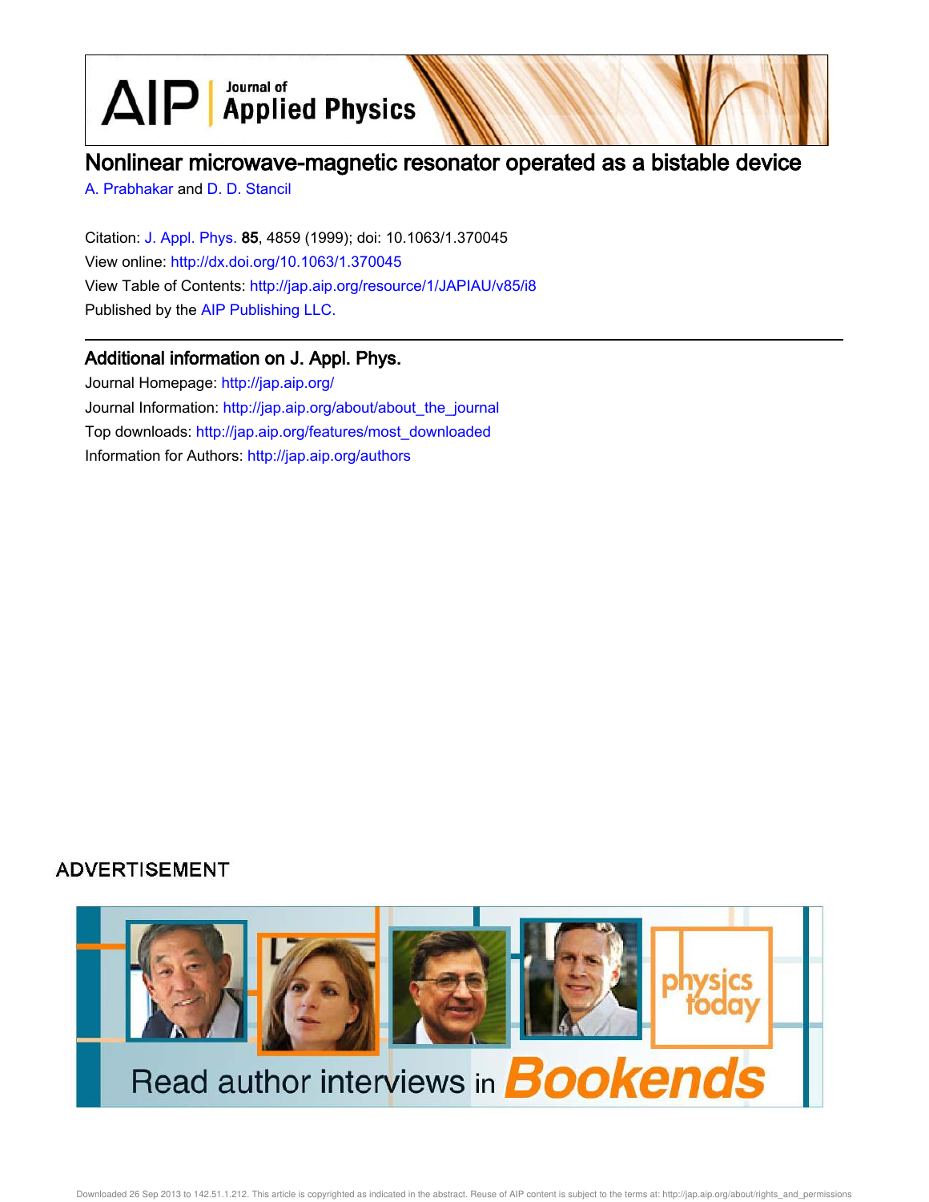# Nonlinear microwave-magnetic resonator operated as a bistable device

A. Prabhakar and D. D. Stancil

Citation: J. Appl. Phys. **85**, 4859 (1999); doi: 10.1063/1.370045

View online: http://dx.doi.org/10.1063/1.370045

View Table of Contents: http://jap.aip.org/resource/1/JAPIAU/v85/i8

Published by the AIP Publishing LLC.

## Additional information on J. Appl. Phys.

Journal Homepage: http://jap.aip.org/

Journal Information: http://jap.aip.org/about/about_the_journal

Top downloads: http://jap.aip.org/features/most_downloaded

Information for Authors: http://jap.aip.org/authors

ADVERTISEMENT

Read author interviews in Bookends

Downloaded 26 Sep 2013 to 142.51.1.212. This article is copyrighted as indicated in the abstract. Reuse of AIP content is subject to the terms at: http://jap.aip.org/about/rights_and_permissions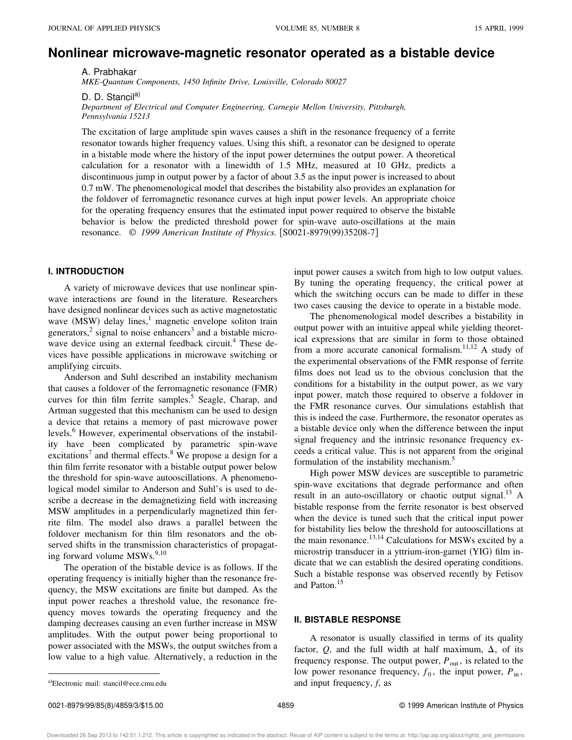Journal of Applied Physics, Volume 85, Number 8, 15 April 1999

# Nonlinear microwave-magnetic resonator operated as a bistable device

A. Prabhakar

*MKE-Quantum Components, 1450 Infinite Drive, Louisville, Colorado 80027*

D. D. Stancil[a)]

*Department of Electrical and Computer Engineering, Carnegie Mellon University, Pittsburgh, Pennsylvania 15213*

The excitation of large amplitude spin waves causes a shift in the resonance frequency of a ferrite resonator towards higher frequency values. Using this shift, a resonator can be designed to operate in a bistable mode where the history of the input power determines the output power. A theoretical calculation for a resonator with a linewidth of 1.5 MHz, measured at 10 GHz, predicts a discontinuous jump in output power by a factor of about 3.5 as the input power is increased to about 0.7 mW. The phenomenological model that describes the bistability also provides an explanation for the foldover of ferromagnetic resonance curves at high input power levels. An appropriate choice for the operating frequency ensures that the estimated input power required to observe the bistable behavior is below the predicted threshold power for spin-wave auto-oscillations at the main resonance. © *1999 American Institute of Physics.* [S0021-8979(99)35208-7]

## I. INTRODUCTION

A variety of microwave devices that use nonlinear spin-wave interactions are found in the literature. Researchers have designed nonlinear devices such as active magnetostatic wave (MSW) delay lines,[1] magnetic envelope soliton train generators,[2] signal to noise enhancers[3] and a bistable microwave device using an external feedback circuit.[4] These devices have possible applications in microwave switching or amplifying circuits.

Anderson and Suhl described an instability mechanism that causes a foldover of the ferromagnetic resonance (FMR) curves for thin film ferrite samples.[5] Seagle, Charap, and Artman suggested that this mechanism can be used to design a device that retains a memory of past microwave power levels.[6] However, experimental observations of the instability have been complicated by parametric spin-wave excitations[7] and thermal effects.[8] We propose a design for a thin film ferrite resonator with a bistable output power below the threshold for spin-wave autooscillations. A phenomenological model similar to Anderson and Suhl's is used to describe a decrease in the demagnetizing field with increasing MSW amplitudes in a perpendicularly magnetized thin ferrite film. The model also draws a parallel between the foldover mechanism for thin film resonators and the observed shifts in the transmission characteristics of propagating forward volume MSWs.[9,10]

The operation of the bistable device is as follows. If the operating frequency is initially higher than the resonance frequency, the MSW excitations are finite but damped. As the input power reaches a threshold value, the resonance frequency moves towards the operating frequency and the damping decreases causing an even further increase in MSW amplitudes. With the output power being proportional to power associated with the MSWs, the output switches from a low value to a high value. Alternatively, a reduction in the input power causes a switch from high to low output values. By tuning the operating frequency, the critical power at which the switching occurs can be made to differ in these two cases causing the device to operate in a bistable mode.

The phenomenological model describes a bistability in output power with an intuitive appeal while yielding theoretical expressions that are similar in form to those obtained from a more accurate canonical formalism.[11,12] A study of the experimental observations of the FMR response of ferrite films does not lead us to the obvious conclusion that the conditions for a bistability in the output power, as we vary input power, match those required to observe a foldover in the FMR resonance curves. Our simulations establish that this is indeed the case. Furthermore, the resonator operates as a bistable device only when the difference between the input signal frequency and the intrinsic resonance frequency exceeds a critical value. This is not apparent from the original formulation of the instability mechanism.[5]

High power MSW devices are susceptible to parametric spin-wave excitations that degrade performance and often result in an auto-oscillatory or chaotic output signal.[13] A bistable response from the ferrite resonator is best observed when the device is tuned such that the critical input power for bistability lies below the threshold for autooscillations at the main resonance.[13,14] Calculations for MSWs excited by a microstrip transducer in a yttrium-iron-garnet (YIG) film indicate that we can establish the desired operating conditions. Such a bistable response was observed recently by Fetisov and Patton.[15]

## II. BISTABLE RESPONSE

A resonator is usually classified in terms of its quality factor, $Q$, and the full width at half maximum, $\Delta$, of its frequency response. The output power, $P_{\mathrm{out}}$, is related to the low power resonance frequency, $f_0$, the input power, $P_{\mathrm{in}}$, and input frequency, $f$, as

[a)]Electronic mail: stancil@ece.cmu.edu

0021-8979/99/85(8)/4859/3/$15.00 © 1999 American Institute of Physics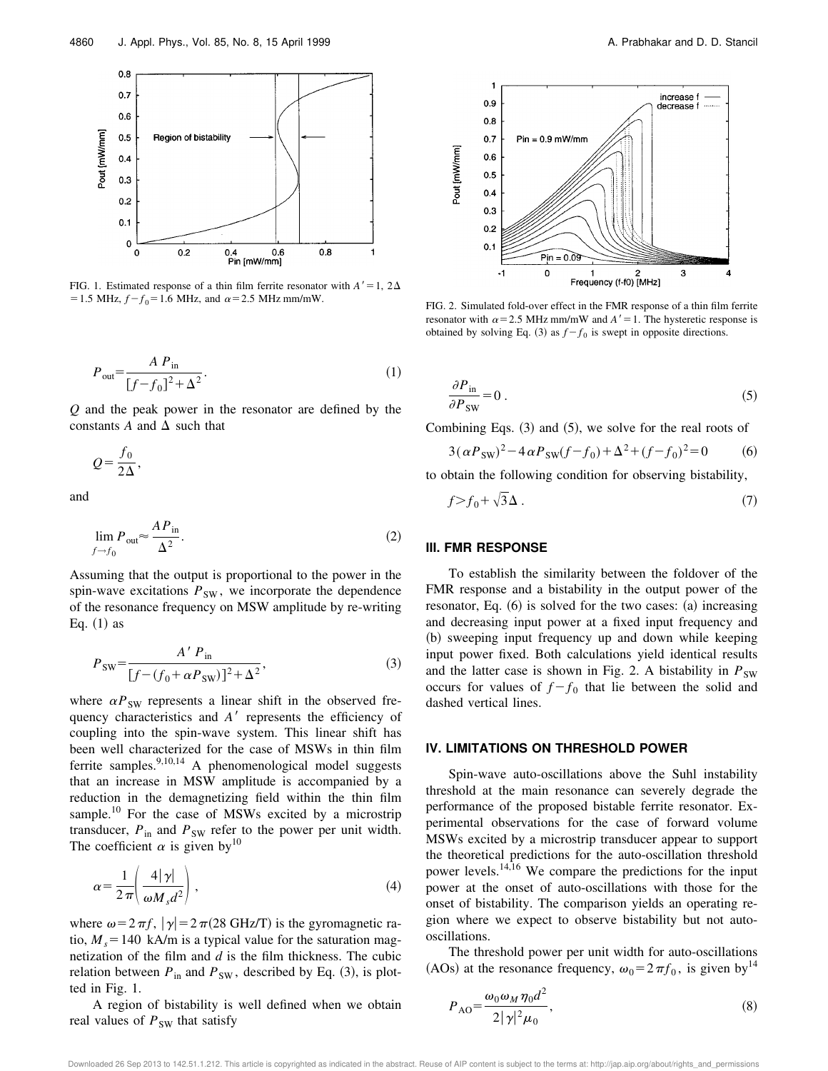FIG. 1. Estimated response of a thin film ferrite resonator with $A' = 1$, $2\Delta = 1.5$ MHz, $f - f_0 = 1.6$ MHz, and $\alpha = 2.5$ MHz mm/mW.

FIG. 2. Simulated fold-over effect in the FMR response of a thin film ferrite resonator with $\alpha = 2.5$ MHz mm/mW and $A' = 1$. The hysteretic response is obtained by solving Eq. (3) as $f - f_0$ is swept in opposite directions.

$$P_{\text{out}} = \frac{A\, P_{\text{in}}}{[f - f_0]^2 + \Delta^2}. \tag{1}$$

$Q$ and the peak power in the resonator are defined by the constants $A$ and $\Delta$ such that

$$Q = \frac{f_0}{2\Delta},$$

and

$$\lim_{f \to f_0} P_{\text{out}} \approx \frac{A P_{\text{in}}}{\Delta^2}. \tag{2}$$

Assuming that the output is proportional to the power in the spin-wave excitations $P_{\text{SW}}$, we incorporate the dependence of the resonance frequency on MSW amplitude by re-writing Eq. (1) as

$$P_{\text{SW}} = \frac{A'\, P_{\text{in}}}{[f - (f_0 + \alpha P_{\text{SW}})]^2 + \Delta^2}, \tag{3}$$

where $\alpha P_{\text{SW}}$ represents a linear shift in the observed frequency characteristics and $A'$ represents the efficiency of coupling into the spin-wave system. This linear shift has been well characterized for the case of MSWs in thin film ferrite samples.[9,10,14] A phenomenological model suggests that an increase in MSW amplitude is accompanied by a reduction in the demagnetizing field within the thin film sample.[10] For the case of MSWs excited by a microstrip transducer, $P_{\text{in}}$ and $P_{\text{SW}}$ refer to the power per unit width. The coefficient $\alpha$ is given by[10]

$$\alpha = \frac{1}{2\pi}\left(\frac{4|\gamma|}{\omega M_s d^2}\right), \tag{4}$$

where $\omega = 2\pi f$, $|\gamma| = 2\pi(28\ \text{GHz/T})$ is the gyromagnetic ratio, $M_s = 140$ kA/m is a typical value for the saturation magnetization of the film and $d$ is the film thickness. The cubic relation between $P_{\text{in}}$ and $P_{\text{SW}}$, described by Eq. (3), is plotted in Fig. 1.

A region of bistability is well defined when we obtain real values of $P_{\text{SW}}$ that satisfy

$$\frac{\partial P_{\text{in}}}{\partial P_{\text{SW}}} = 0\,. \tag{5}$$

Combining Eqs. (3) and (5), we solve for the real roots of

$$3(\alpha P_{\text{SW}})^2 - 4\alpha P_{\text{SW}}(f - f_0) + \Delta^2 + (f - f_0)^2 = 0 \tag{6}$$

to obtain the following condition for observing bistability,

$$f > f_0 + \sqrt{3}\Delta\,. \tag{7}$$

## III. FMR RESPONSE

To establish the similarity between the foldover of the FMR response and a bistability in the output power of the resonator, Eq. (6) is solved for the two cases: (a) increasing and decreasing input power at a fixed input frequency and (b) sweeping input frequency up and down while keeping input power fixed. Both calculations yield identical results and the latter case is shown in Fig. 2. A bistability in $P_{\text{SW}}$ occurs for values of $f - f_0$ that lie between the solid and dashed vertical lines.

## IV. LIMITATIONS ON THRESHOLD POWER

Spin-wave auto-oscillations above the Suhl instability threshold at the main resonance can severely degrade the performance of the proposed bistable ferrite resonator. Experimental observations for the case of forward volume MSWs excited by a microstrip transducer appear to support the theoretical predictions for the auto-oscillation threshold power levels.[14,16] We compare the predictions for the input power at the onset of auto-oscillations with those for the onset of bistability. The comparison yields an operating region where we expect to observe bistability but not auto-oscillations.

The threshold power per unit width for auto-oscillations (AOs) at the resonance frequency, $\omega_0 = 2\pi f_0$, is given by[14]

$$P_{\text{AO}} = \frac{\omega_0 \omega_M \eta_0 d^2}{2|\gamma|^2 \mu_0}, \tag{8}$$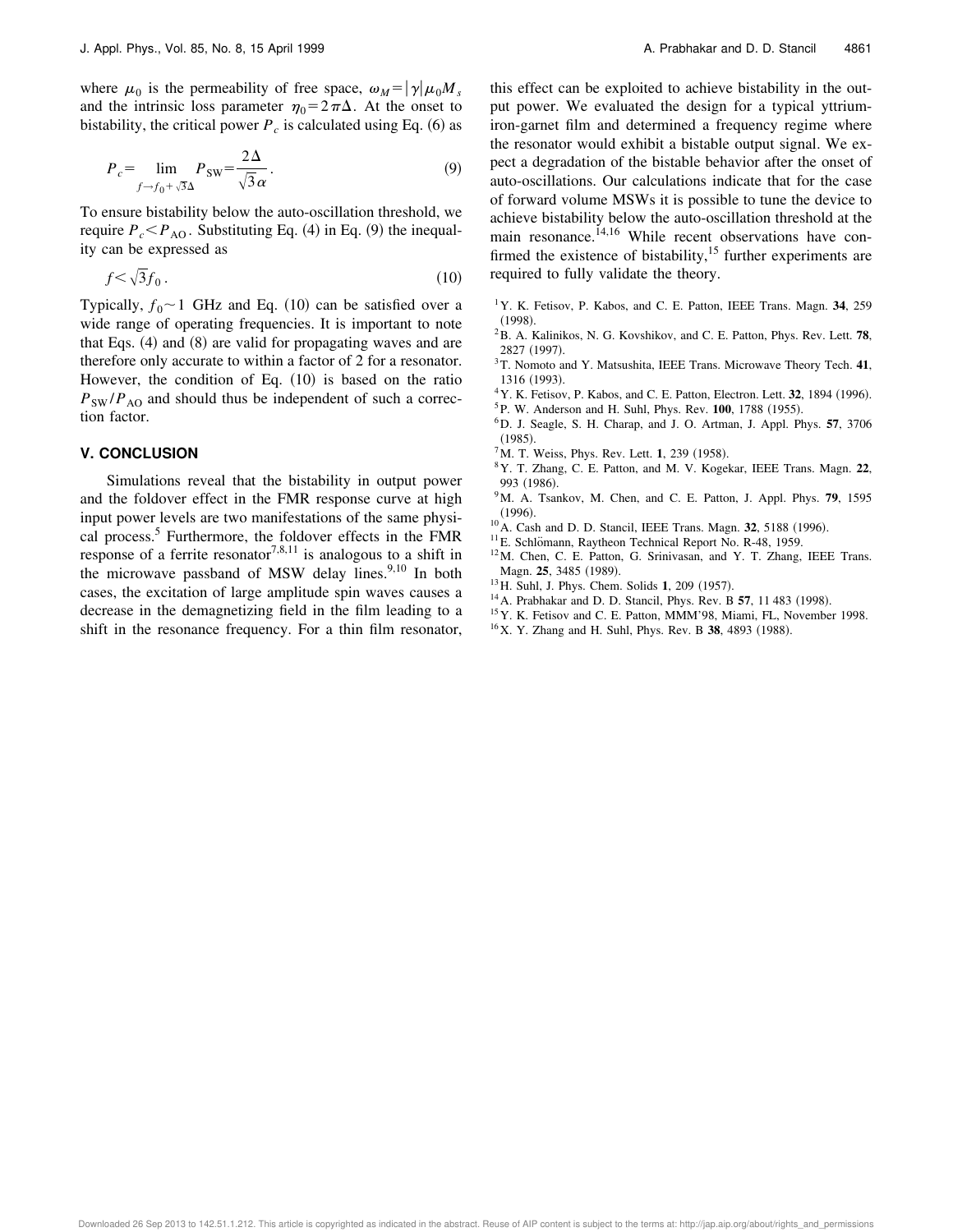where $\mu_0$ is the permeability of free space, $\omega_M = |\gamma|\mu_0 M_s$ and the intrinsic loss parameter $\eta_0 = 2\pi\Delta$. At the onset to bistability, the critical power $P_c$ is calculated using Eq. (6) as

$$P_c = \lim_{f \to f_0 + \sqrt{3}\Delta} P_{\rm SW} = \frac{2\Delta}{\sqrt{3}\alpha}. \tag{9}$$

To ensure bistability below the auto-oscillation threshold, we require $P_c < P_{\rm AO}$. Substituting Eq. (4) in Eq. (9) the inequality can be expressed as

$$f < \sqrt{3} f_0 . \tag{10}$$

Typically, $f_0 \sim 1$ GHz and Eq. (10) can be satisfied over a wide range of operating frequencies. It is important to note that Eqs. (4) and (8) are valid for propagating waves and are therefore only accurate to within a factor of 2 for a resonator. However, the condition of Eq. (10) is based on the ratio $P_{\rm SW}/P_{\rm AO}$ and should thus be independent of such a correction factor.

## V. CONCLUSION

Simulations reveal that the bistability in output power and the foldover effect in the FMR response curve at high input power levels are two manifestations of the same physical process.[5] Furthermore, the foldover effects in the FMR response of a ferrite resonator[7,8,11] is analogous to a shift in the microwave passband of MSW delay lines.[9,10] In both cases, the excitation of large amplitude spin waves causes a decrease in the demagnetizing field in the film leading to a shift in the resonance frequency. For a thin film resonator, this effect can be exploited to achieve bistability in the output power. We evaluated the design for a typical yttrium-iron-garnet film and determined a frequency regime where the resonator would exhibit a bistable output signal. We expect a degradation of the bistable behavior after the onset of auto-oscillations. Our calculations indicate that for the case of forward volume MSWs it is possible to tune the device to achieve bistability below the auto-oscillation threshold at the main resonance.[14,16] While recent observations have confirmed the existence of bistability,[15] further experiments are required to fully validate the theory.

1. Y. K. Fetisov, P. Kabos, and C. E. Patton, IEEE Trans. Magn. **34**, 259 (1998).
2. B. A. Kalinikos, N. G. Kovshikov, and C. E. Patton, Phys. Rev. Lett. **78**, 2827 (1997).
3. T. Nomoto and Y. Matsushita, IEEE Trans. Microwave Theory Tech. **41**, 1316 (1993).
4. Y. K. Fetisov, P. Kabos, and C. E. Patton, Electron. Lett. **32**, 1894 (1996).
5. P. W. Anderson and H. Suhl, Phys. Rev. **100**, 1788 (1955).
6. D. J. Seagle, S. H. Charap, and J. O. Artman, J. Appl. Phys. **57**, 3706 (1985).
7. M. T. Weiss, Phys. Rev. Lett. **1**, 239 (1958).
8. Y. T. Zhang, C. E. Patton, and M. V. Kogekar, IEEE Trans. Magn. **22**, 993 (1986).
9. M. A. Tsankov, M. Chen, and C. E. Patton, J. Appl. Phys. **79**, 1595 (1996).
10. A. Cash and D. D. Stancil, IEEE Trans. Magn. **32**, 5188 (1996).
11. E. Schlömann, Raytheon Technical Report No. R-48, 1959.
12. M. Chen, C. E. Patton, G. Srinivasan, and Y. T. Zhang, IEEE Trans. Magn. **25**, 3485 (1989).
13. H. Suhl, J. Phys. Chem. Solids **1**, 209 (1957).
14. A. Prabhakar and D. D. Stancil, Phys. Rev. B **57**, 11 483 (1998).
15. Y. K. Fetisov and C. E. Patton, MMM'98, Miami, FL, November 1998.
16. X. Y. Zhang and H. Suhl, Phys. Rev. B **38**, 4893 (1988).